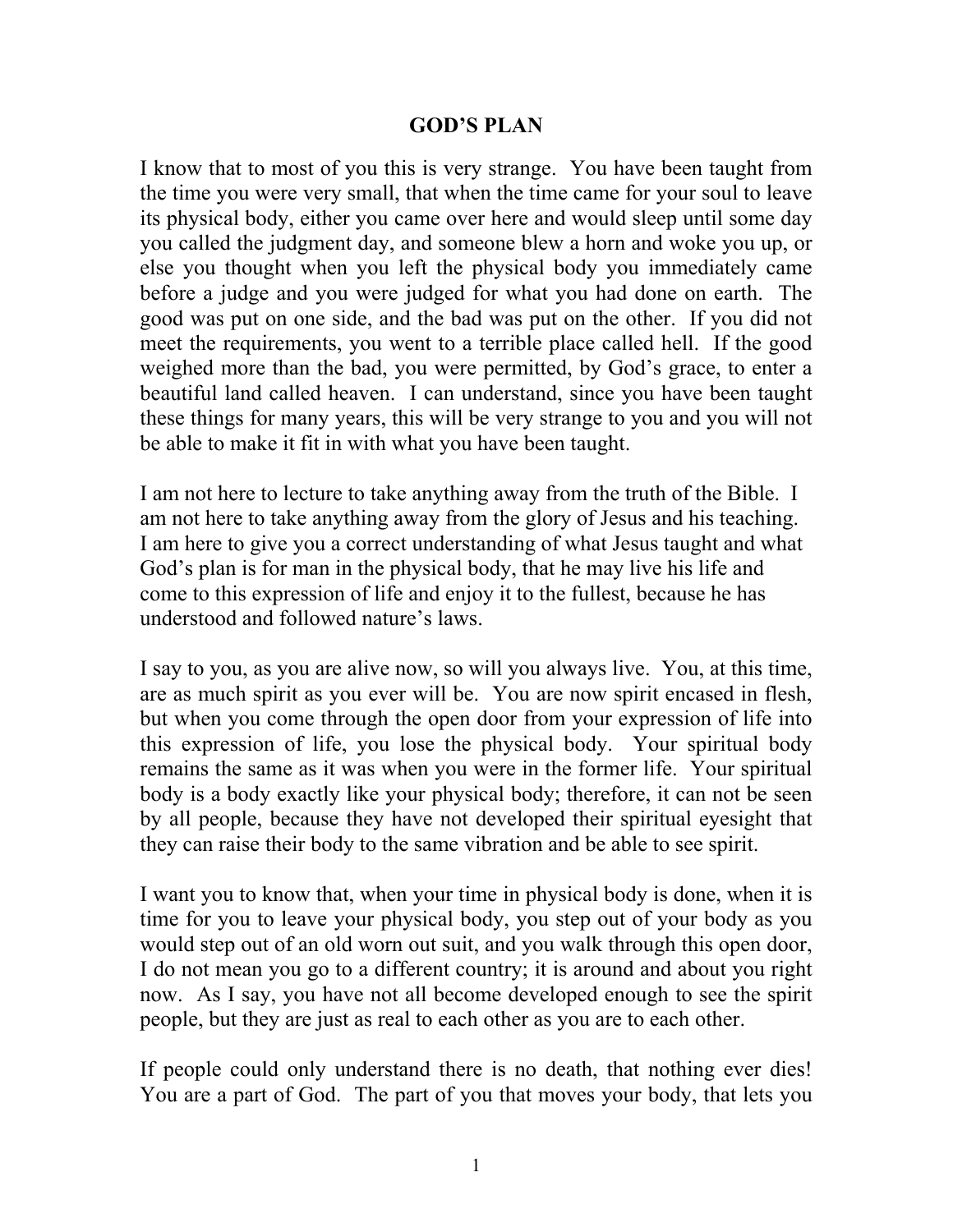# GOD'S PLAN

I know that to most of you this is very strange. You have been taught from the time you were very small, that when the time came for your soul to leave its physical body, either you came over here and would sleep until some day you called the judgment day, and someone blew a horn and woke you up, or else you thought when you left the physical body you immediately came before a judge and you were judged for what you had done on earth. The good was put on one side, and the bad was put on the other. If you did not meet the requirements, you went to a terrible place called hell. If the good weighed more than the bad, you were permitted, by God's grace, to enter a beautiful land called heaven. I can understand, since you have been taught these things for many years, this will be very strange to you and you will not be able to make it fit in with what you have been taught.

I am not here to lecture to take anything away from the truth of the Bible. I am not here to take anything away from the glory of Jesus and his teaching. I am here to give you a correct understanding of what Jesus taught and what God's plan is for man in the physical body, that he may live his life and come to this expression of life and enjoy it to the fullest, because he has understood and followed nature's laws.

I say to you, as you are alive now, so will you always live. You, at this time, are as much spirit as you ever will be. You are now spirit encased in flesh, but when you come through the open door from your expression of life into this expression of life, you lose the physical body. Your spiritual body remains the same as it was when you were in the former life. Your spiritual body is a body exactly like your physical body; therefore, it can not be seen by all people, because they have not developed their spiritual eyesight that they can raise their body to the same vibration and be able to see spirit.

I want you to know that, when your time in physical body is done, when it is time for you to leave your physical body, you step out of your body as you would step out of an old worn out suit, and you walk through this open door, I do not mean you go to a different country; it is around and about you right now. As I say, you have not all become developed enough to see the spirit people, but they are just as real to each other as you are to each other.

If people could only understand there is no death, that nothing ever dies! You are a part of God. The part of you that moves your body, that lets you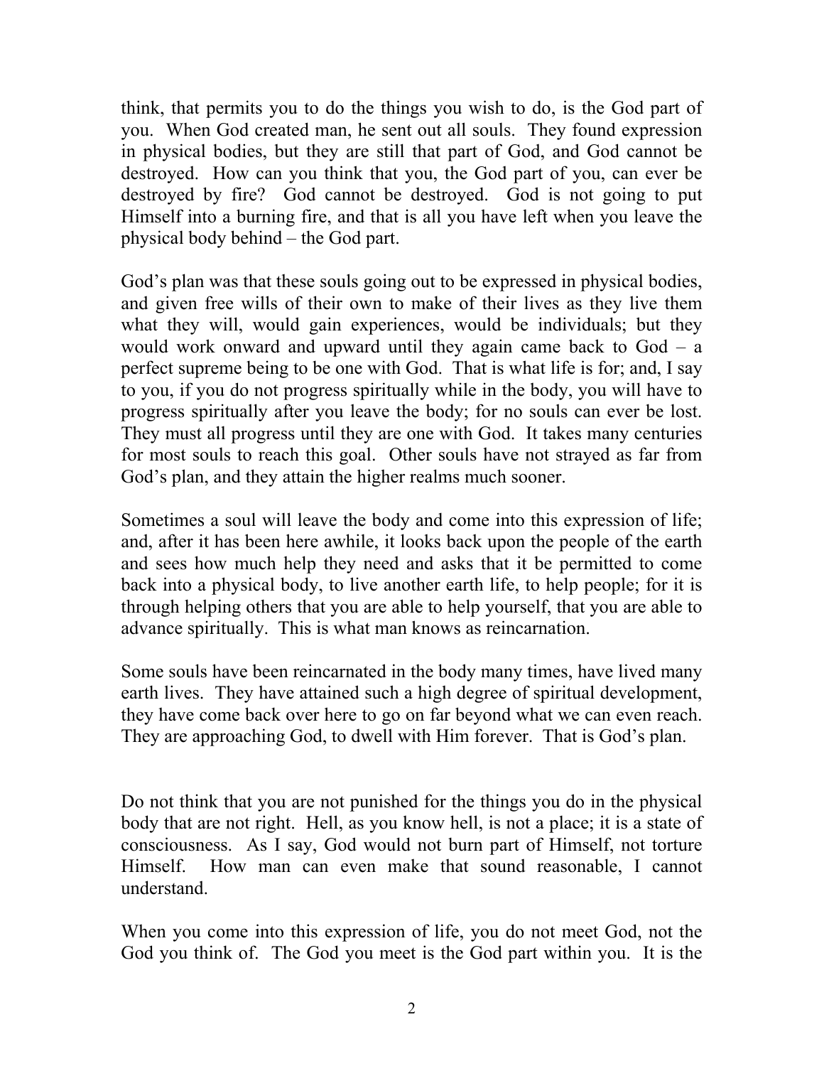think, that permits you to do the things you wish to do, is the God part of you. When God created man, he sent out all souls. They found expression in physical bodies, but they are still that part of God, and God cannot be destroyed. How can you think that you, the God part of you, can ever be destroyed by fire? God cannot be destroyed. God is not going to put Himself into a burning fire, and that is all you have left when you leave the physical body behind – the God part.

God's plan was that these souls going out to be expressed in physical bodies, and given free wills of their own to make of their lives as they live them what they will, would gain experiences, would be individuals; but they would work onward and upward until they again came back to God – a perfect supreme being to be one with God. That is what life is for; and, I say to you, if you do not progress spiritually while in the body, you will have to progress spiritually after you leave the body; for no souls can ever be lost. They must all progress until they are one with God. It takes many centuries for most souls to reach this goal. Other souls have not strayed as far from God's plan, and they attain the higher realms much sooner.

Sometimes a soul will leave the body and come into this expression of life; and, after it has been here awhile, it looks back upon the people of the earth and sees how much help they need and asks that it be permitted to come back into a physical body, to live another earth life, to help people; for it is through helping others that you are able to help yourself, that you are able to advance spiritually. This is what man knows as reincarnation.

Some souls have been reincarnated in the body many times, have lived many earth lives. They have attained such a high degree of spiritual development, they have come back over here to go on far beyond what we can even reach. They are approaching God, to dwell with Him forever. That is God's plan.

Do not think that you are not punished for the things you do in the physical body that are not right. Hell, as you know hell, is not a place; it is a state of consciousness. As I say, God would not burn part of Himself, not torture Himself. How man can even make that sound reasonable, I cannot understand.

When you come into this expression of life, you do not meet God, not the God you think of. The God you meet is the God part within you. It is the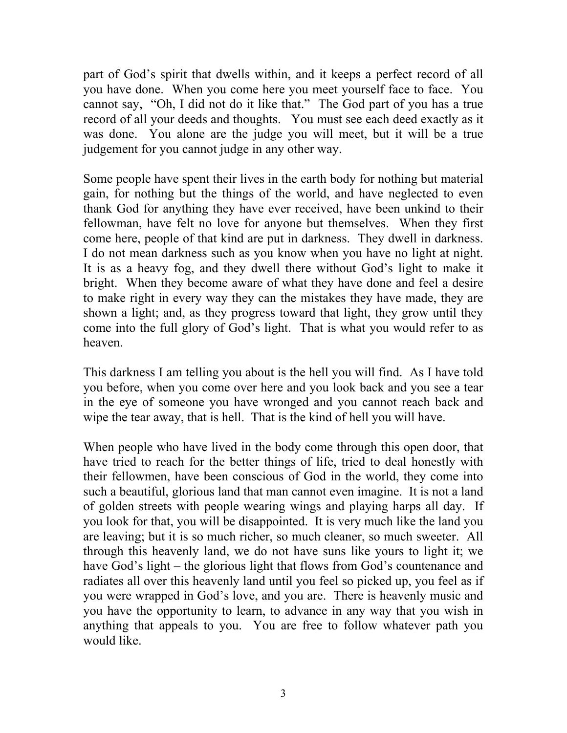part of God's spirit that dwells within, and it keeps a perfect record of all you have done. When you come here you meet yourself face to face. You cannot say, "Oh, I did not do it like that." The God part of you has a true record of all your deeds and thoughts. You must see each deed exactly as it was done. You alone are the judge you will meet, but it will be a true judgement for you cannot judge in any other way.

Some people have spent their lives in the earth body for nothing but material gain, for nothing but the things of the world, and have neglected to even thank God for anything they have ever received, have been unkind to their fellowman, have felt no love for anyone but themselves. When they first come here, people of that kind are put in darkness. They dwell in darkness. I do not mean darkness such as you know when you have no light at night. It is as a heavy fog, and they dwell there without God's light to make it bright. When they become aware of what they have done and feel a desire to make right in every way they can the mistakes they have made, they are shown a light; and, as they progress toward that light, they grow until they come into the full glory of God's light. That is what you would refer to as heaven.

This darkness I am telling you about is the hell you will find. As I have told you before, when you come over here and you look back and you see a tear in the eye of someone you have wronged and you cannot reach back and wipe the tear away, that is hell. That is the kind of hell you will have.

When people who have lived in the body come through this open door, that have tried to reach for the better things of life, tried to deal honestly with their fellowmen, have been conscious of God in the world, they come into such a beautiful, glorious land that man cannot even imagine. It is not a land of golden streets with people wearing wings and playing harps all day. If you look for that, you will be disappointed. It is very much like the land you are leaving; but it is so much richer, so much cleaner, so much sweeter. All through this heavenly land, we do not have suns like yours to light it; we have God's light – the glorious light that flows from God's countenance and radiates all over this heavenly land until you feel so picked up, you feel as if you were wrapped in God's love, and you are. There is heavenly music and you have the opportunity to learn, to advance in any way that you wish in anything that appeals to you. You are free to follow whatever path you would like.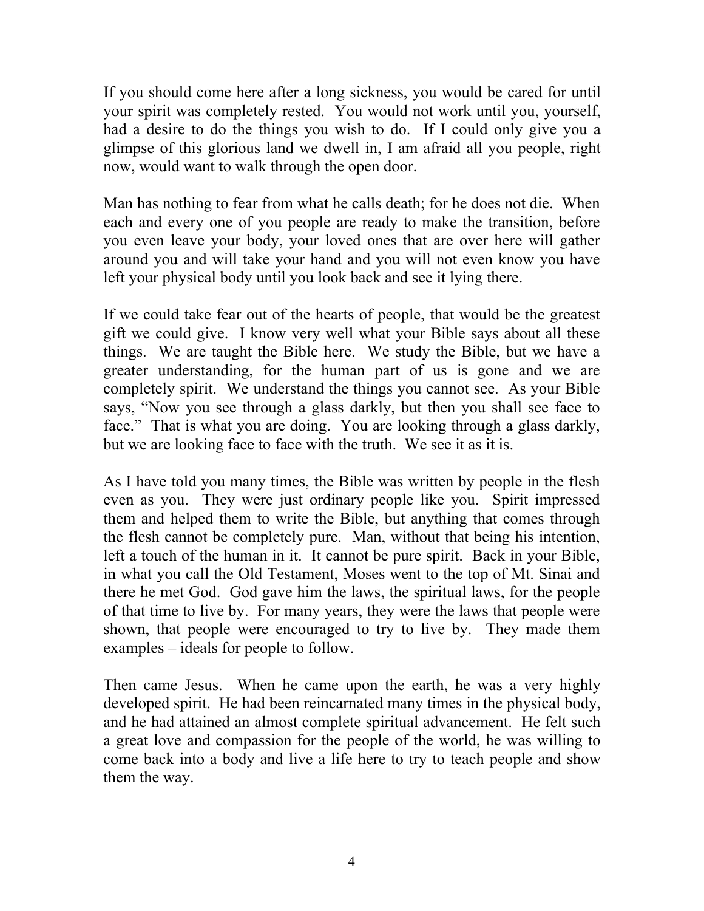If you should come here after a long sickness, you would be cared for until your spirit was completely rested. You would not work until you, yourself, had a desire to do the things you wish to do. If I could only give you a glimpse of this glorious land we dwell in, I am afraid all you people, right now, would want to walk through the open door.

Man has nothing to fear from what he calls death; for he does not die. When each and every one of you people are ready to make the transition, before you even leave your body, your loved ones that are over here will gather around you and will take your hand and you will not even know you have left your physical body until you look back and see it lying there.

If we could take fear out of the hearts of people, that would be the greatest gift we could give. I know very well what your Bible says about all these things. We are taught the Bible here. We study the Bible, but we have a greater understanding, for the human part of us is gone and we are completely spirit. We understand the things you cannot see. As your Bible says, "Now you see through a glass darkly, but then you shall see face to face." That is what you are doing. You are looking through a glass darkly, but we are looking face to face with the truth. We see it as it is.

As I have told you many times, the Bible was written by people in the flesh even as you. They were just ordinary people like you. Spirit impressed them and helped them to write the Bible, but anything that comes through the flesh cannot be completely pure. Man, without that being his intention, left a touch of the human in it. It cannot be pure spirit. Back in your Bible, in what you call the Old Testament, Moses went to the top of Mt. Sinai and there he met God. God gave him the laws, the spiritual laws, for the people of that time to live by. For many years, they were the laws that people were shown, that people were encouraged to try to live by. They made them examples – ideals for people to follow.

Then came Jesus. When he came upon the earth, he was a very highly developed spirit. He had been reincarnated many times in the physical body, and he had attained an almost complete spiritual advancement. He felt such a great love and compassion for the people of the world, he was willing to come back into a body and live a life here to try to teach people and show them the way.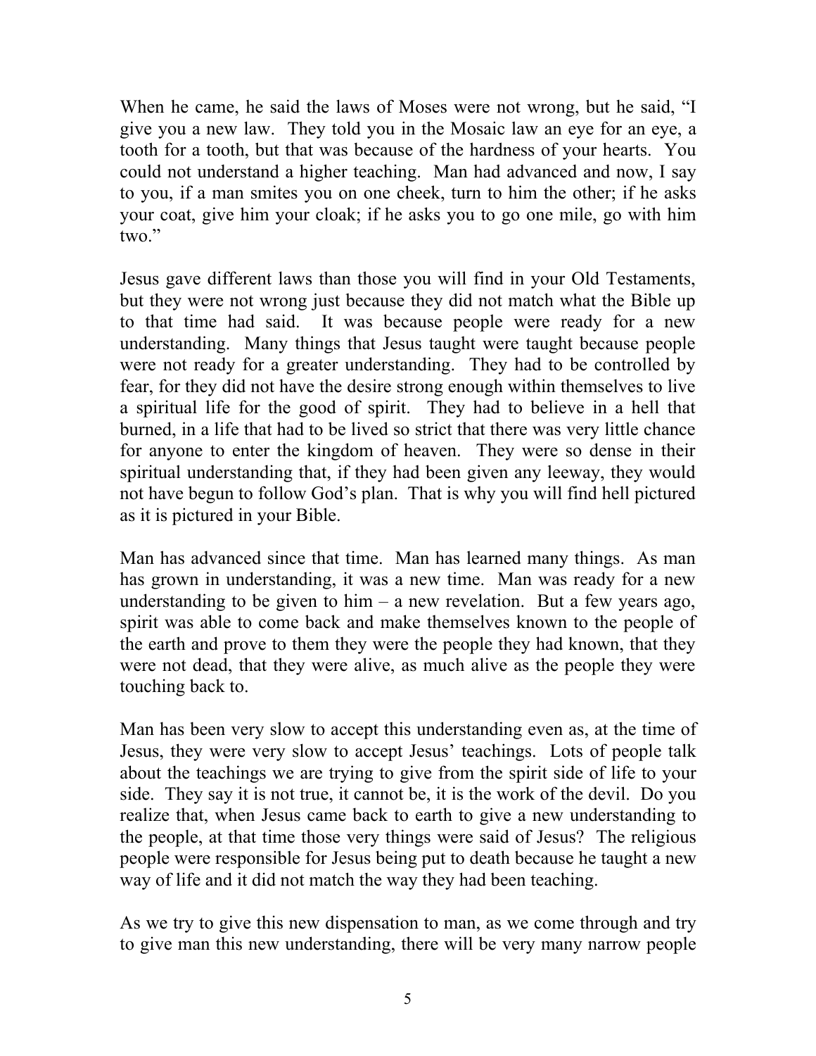When he came, he said the laws of Moses were not wrong, but he said, "I give you a new law. They told you in the Mosaic law an eye for an eye, a tooth for a tooth, but that was because of the hardness of your hearts. You could not understand a higher teaching. Man had advanced and now, I say to you, if a man smites you on one cheek, turn to him the other; if he asks your coat, give him your cloak; if he asks you to go one mile, go with him two."

Jesus gave different laws than those you will find in your Old Testaments, but they were not wrong just because they did not match what the Bible up to that time had said. It was because people were ready for a new understanding. Many things that Jesus taught were taught because people were not ready for a greater understanding. They had to be controlled by fear, for they did not have the desire strong enough within themselves to live a spiritual life for the good of spirit. They had to believe in a hell that burned, in a life that had to be lived so strict that there was very little chance for anyone to enter the kingdom of heaven. They were so dense in their spiritual understanding that, if they had been given any leeway, they would not have begun to follow God's plan. That is why you will find hell pictured as it is pictured in your Bible.

Man has advanced since that time. Man has learned many things. As man has grown in understanding, it was a new time. Man was ready for a new understanding to be given to him – a new revelation. But a few years ago, spirit was able to come back and make themselves known to the people of the earth and prove to them they were the people they had known, that they were not dead, that they were alive, as much alive as the people they were touching back to.

Man has been very slow to accept this understanding even as, at the time of Jesus, they were very slow to accept Jesus' teachings. Lots of people talk about the teachings we are trying to give from the spirit side of life to your side. They say it is not true, it cannot be, it is the work of the devil. Do you realize that, when Jesus came back to earth to give a new understanding to the people, at that time those very things were said of Jesus? The religious people were responsible for Jesus being put to death because he taught a new way of life and it did not match the way they had been teaching.

As we try to give this new dispensation to man, as we come through and try to give man this new understanding, there will be very many narrow people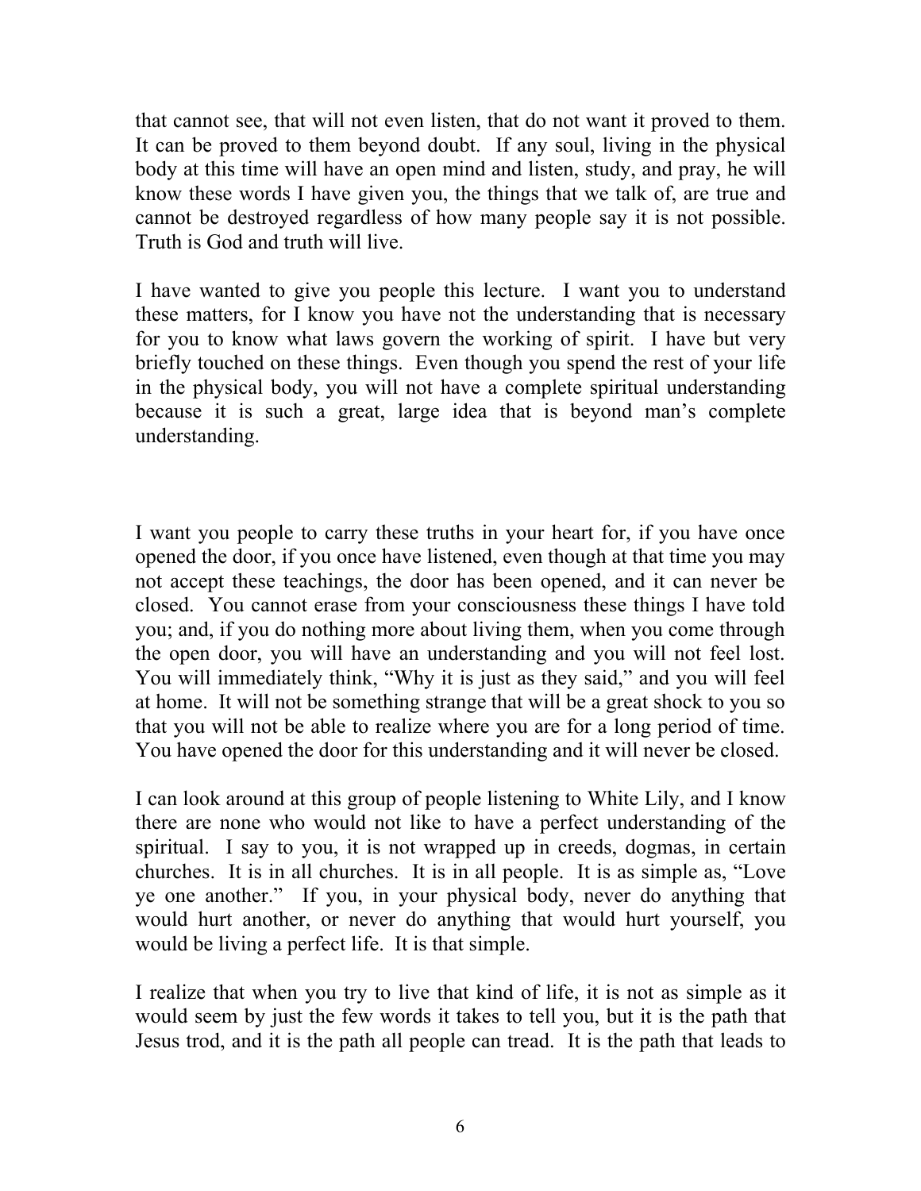that cannot see, that will not even listen, that do not want it proved to them. It can be proved to them beyond doubt. If any soul, living in the physical body at this time will have an open mind and listen, study, and pray, he will know these words I have given you, the things that we talk of, are true and cannot be destroyed regardless of how many people say it is not possible. Truth is God and truth will live.

I have wanted to give you people this lecture. I want you to understand these matters, for I know you have not the understanding that is necessary for you to know what laws govern the working of spirit. I have but very briefly touched on these things. Even though you spend the rest of your life in the physical body, you will not have a complete spiritual understanding because it is such a great, large idea that is beyond man's complete understanding.

I want you people to carry these truths in your heart for, if you have once opened the door, if you once have listened, even though at that time you may not accept these teachings, the door has been opened, and it can never be closed. You cannot erase from your consciousness these things I have told you; and, if you do nothing more about living them, when you come through the open door, you will have an understanding and you will not feel lost. You will immediately think, "Why it is just as they said," and you will feel at home. It will not be something strange that will be a great shock to you so that you will not be able to realize where you are for a long period of time. You have opened the door for this understanding and it will never be closed.

I can look around at this group of people listening to White Lily, and I know there are none who would not like to have a perfect understanding of the spiritual. I say to you, it is not wrapped up in creeds, dogmas, in certain churches. It is in all churches. It is in all people. It is as simple as, "Love ye one another." If you, in your physical body, never do anything that would hurt another, or never do anything that would hurt yourself, you would be living a perfect life. It is that simple.

I realize that when you try to live that kind of life, it is not as simple as it would seem by just the few words it takes to tell you, but it is the path that Jesus trod, and it is the path all people can tread. It is the path that leads to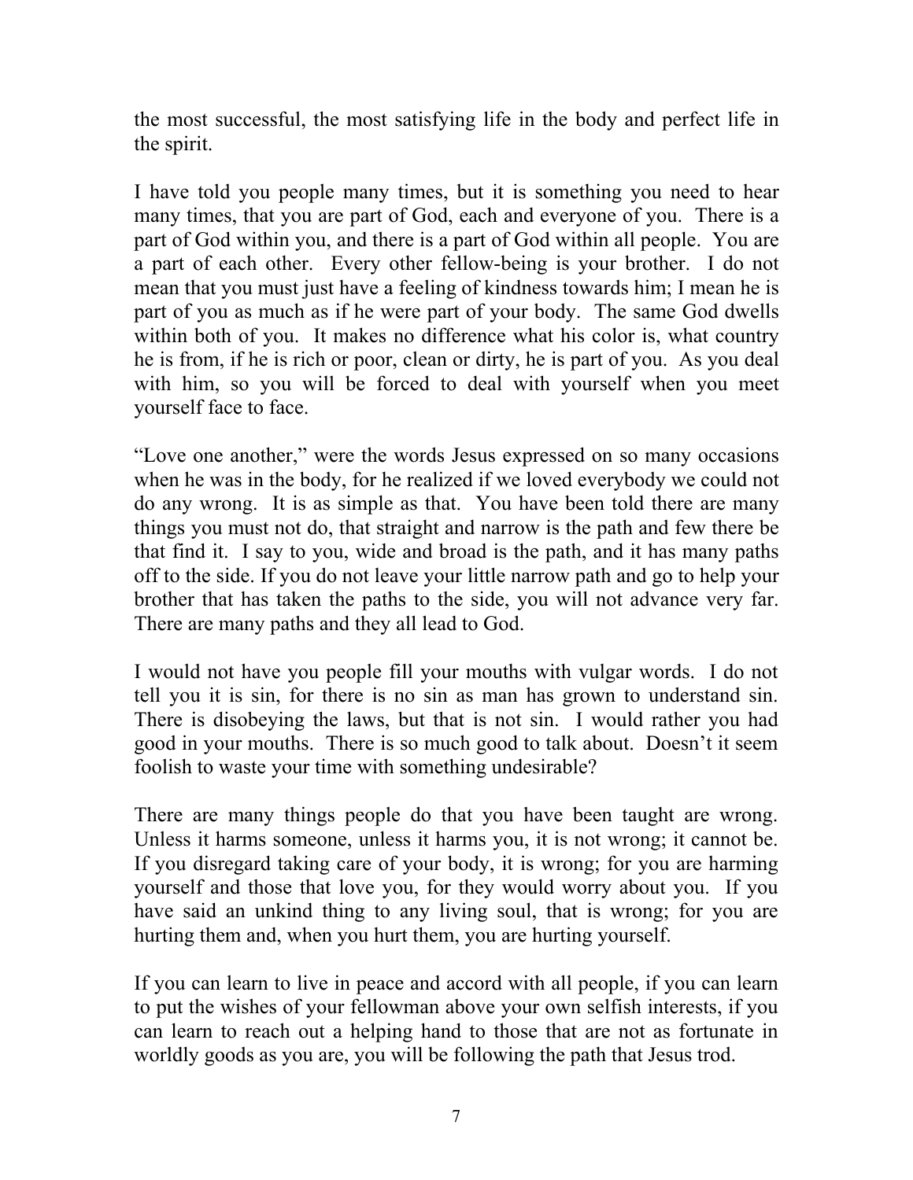the most successful, the most satisfying life in the body and perfect life in the spirit.

I have told you people many times, but it is something you need to hear many times, that you are part of God, each and everyone of you. There is a part of God within you, and there is a part of God within all people. You are a part of each other. Every other fellow-being is your brother. I do not mean that you must just have a feeling of kindness towards him; I mean he is part of you as much as if he were part of your body. The same God dwells within both of you. It makes no difference what his color is, what country he is from, if he is rich or poor, clean or dirty, he is part of you. As you deal with him, so you will be forced to deal with yourself when you meet yourself face to face.

"Love one another," were the words Jesus expressed on so many occasions when he was in the body, for he realized if we loved everybody we could not do any wrong. It is as simple as that. You have been told there are many things you must not do, that straight and narrow is the path and few there be that find it. I say to you, wide and broad is the path, and it has many paths off to the side. If you do not leave your little narrow path and go to help your brother that has taken the paths to the side, you will not advance very far. There are many paths and they all lead to God.

I would not have you people fill your mouths with vulgar words. I do not tell you it is sin, for there is no sin as man has grown to understand sin. There is disobeying the laws, but that is not sin. I would rather you had good in your mouths. There is so much good to talk about. Doesn't it seem foolish to waste your time with something undesirable?

There are many things people do that you have been taught are wrong. Unless it harms someone, unless it harms you, it is not wrong; it cannot be. If you disregard taking care of your body, it is wrong; for you are harming yourself and those that love you, for they would worry about you. If you have said an unkind thing to any living soul, that is wrong; for you are hurting them and, when you hurt them, you are hurting yourself.

If you can learn to live in peace and accord with all people, if you can learn to put the wishes of your fellowman above your own selfish interests, if you can learn to reach out a helping hand to those that are not as fortunate in worldly goods as you are, you will be following the path that Jesus trod.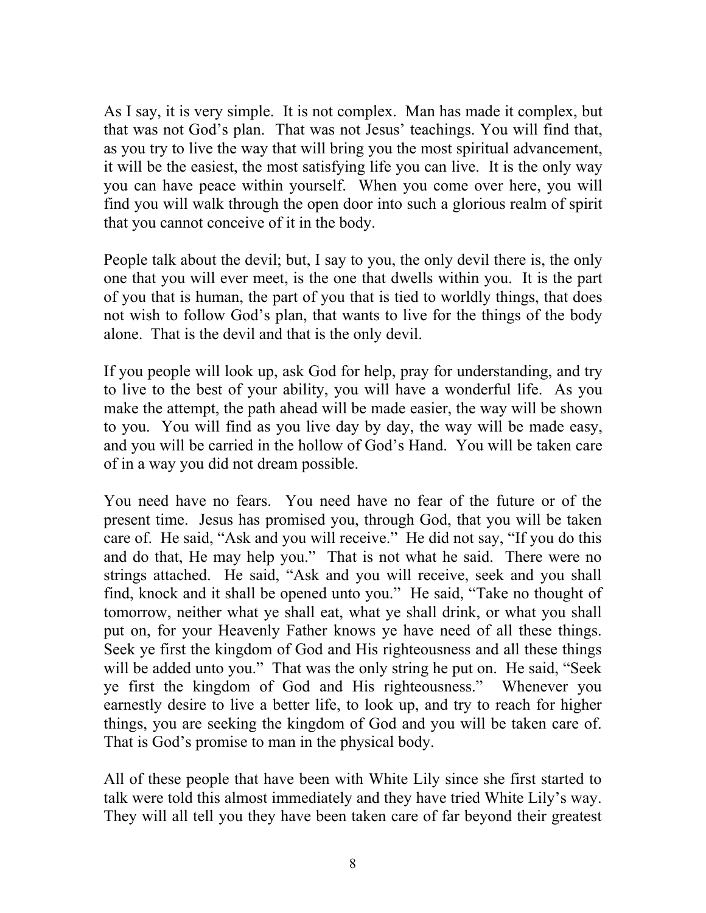As I say, it is very simple. It is not complex. Man has made it complex, but that was not God's plan. That was not Jesus' teachings. You will find that, as you try to live the way that will bring you the most spiritual advancement, it will be the easiest, the most satisfying life you can live. It is the only way you can have peace within yourself. When you come over here, you will find you will walk through the open door into such a glorious realm of spirit that you cannot conceive of it in the body.

People talk about the devil; but, I say to you, the only devil there is, the only one that you will ever meet, is the one that dwells within you. It is the part of you that is human, the part of you that is tied to worldly things, that does not wish to follow God's plan, that wants to live for the things of the body alone. That is the devil and that is the only devil.

If you people will look up, ask God for help, pray for understanding, and try to live to the best of your ability, you will have a wonderful life. As you make the attempt, the path ahead will be made easier, the way will be shown to you. You will find as you live day by day, the way will be made easy, and you will be carried in the hollow of God's Hand. You will be taken care of in a way you did not dream possible.

You need have no fears. You need have no fear of the future or of the present time. Jesus has promised you, through God, that you will be taken care of. He said, "Ask and you will receive." He did not say, "If you do this and do that, He may help you." That is not what he said. There were no strings attached. He said, "Ask and you will receive, seek and you shall find, knock and it shall be opened unto you." He said, "Take no thought of tomorrow, neither what ye shall eat, what ye shall drink, or what you shall put on, for your Heavenly Father knows ye have need of all these things. Seek ye first the kingdom of God and His righteousness and all these things will be added unto you." That was the only string he put on. He said, "Seek ye first the kingdom of God and His righteousness." Whenever you earnestly desire to live a better life, to look up, and try to reach for higher things, you are seeking the kingdom of God and you will be taken care of. That is God's promise to man in the physical body.

All of these people that have been with White Lily since she first started to talk were told this almost immediately and they have tried White Lily's way. They will all tell you they have been taken care of far beyond their greatest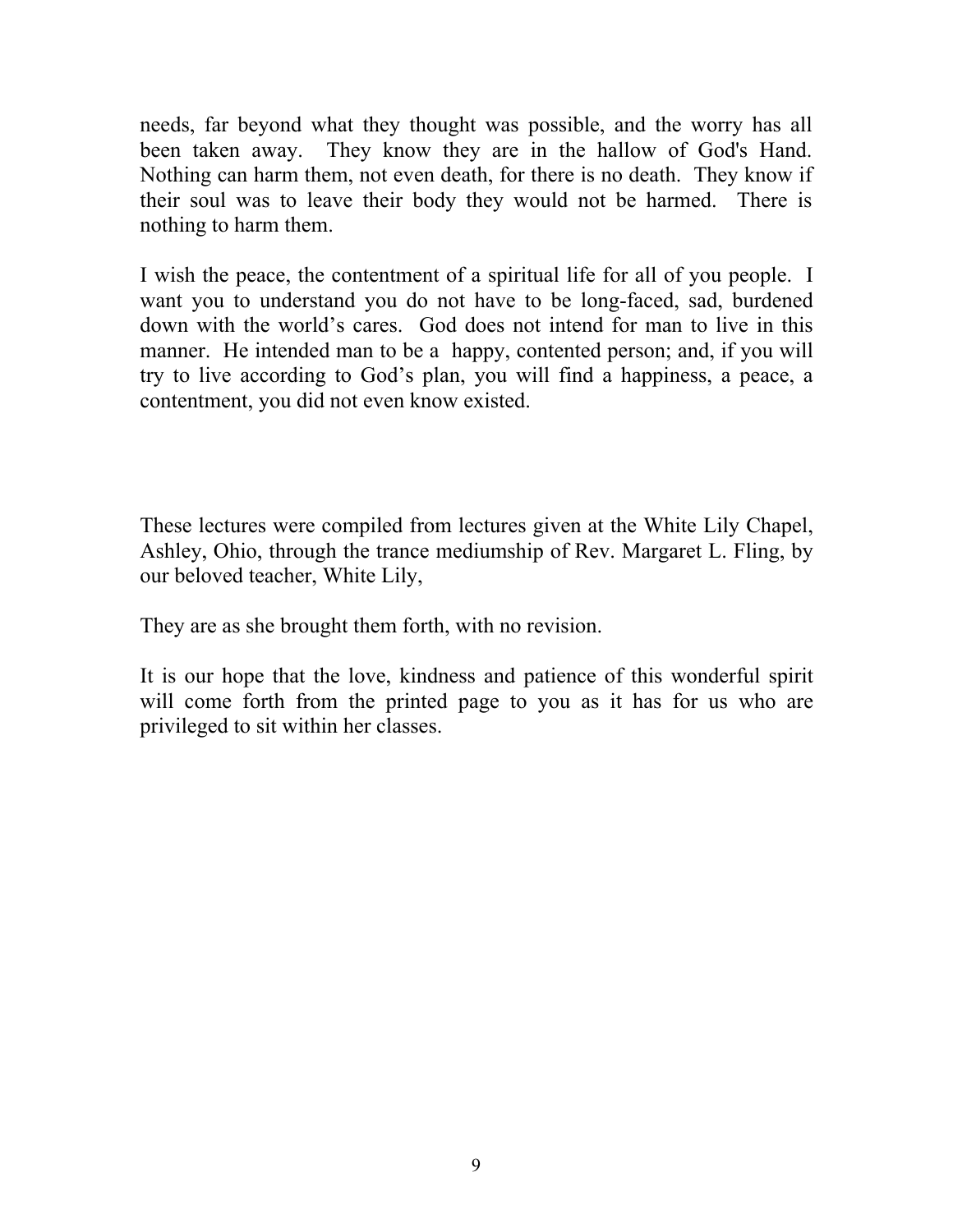needs, far beyond what they thought was possible, and the worry has all been taken away. They know they are in the hallow of God's Hand. Nothing can harm them, not even death, for there is no death. They know if their soul was to leave their body they would not be harmed. There is nothing to harm them.

I wish the peace, the contentment of a spiritual life for all of you people. I want you to understand you do not have to be long-faced, sad, burdened down with the world's cares. God does not intend for man to live in this manner. He intended man to be a happy, contented person; and, if you will try to live according to God's plan, you will find a happiness, a peace, a contentment, you did not even know existed.

These lectures were compiled from lectures given at the White Lily Chapel, Ashley, Ohio, through the trance mediumship of Rev. Margaret L. Fling, by our beloved teacher, White Lily,

They are as she brought them forth, with no revision.

It is our hope that the love, kindness and patience of this wonderful spirit will come forth from the printed page to you as it has for us who are privileged to sit within her classes.